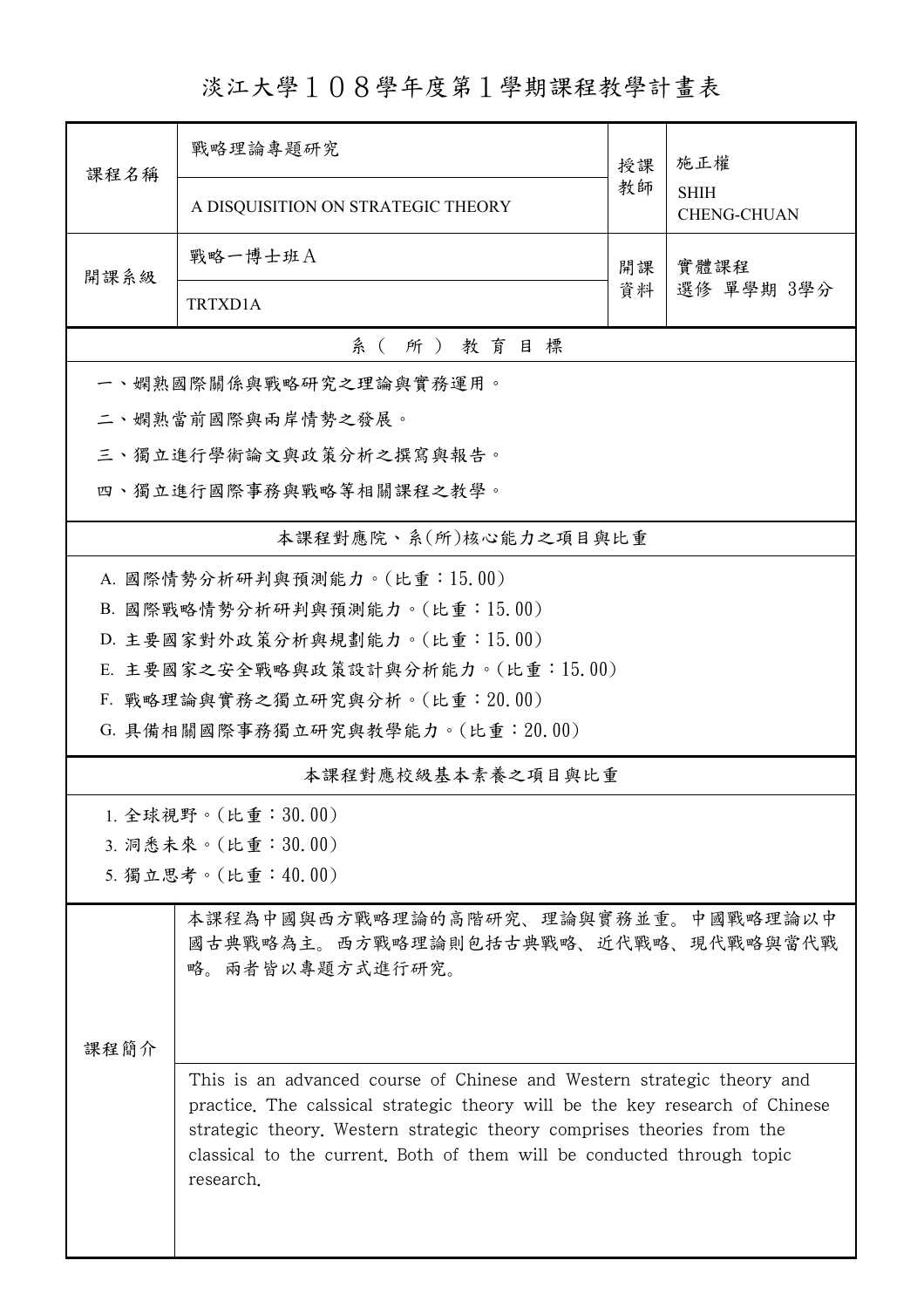# 淡江大學１０８學年度第１學期課程教學計畫表

| 課程名稱 | 戰略理論專題研究 | 授課教師 | 施正權 |
|---|---|---|---|
| | A DISQUISITION ON STRATEGIC THEORY | | SHIH CHENG-CHUAN |
| 開課系級 | 戰略一博士班Ａ | 開課資料 | 實體課程<br>選修 單學期 3學分 |
| | TRTXD1A | | |

## 系（所）教育目標

一、嫻熟國際關係與戰略研究之理論與實務運用。

二、嫻熟當前國際與兩岸情勢之發展。

三、獨立進行學術論文與政策分析之撰寫與報告。

四、獨立進行國際事務與戰略等相關課程之教學。

## 本課程對應院、系(所)核心能力之項目與比重

A. 國際情勢分析研判與預測能力。(比重：15.00)

B. 國際戰略情勢分析研判與預測能力。(比重：15.00)

D. 主要國家對外政策分析與規劃能力。(比重：15.00)

E. 主要國家之安全戰略與政策設計與分析能力。(比重：15.00)

F. 戰略理論與實務之獨立研究與分析。(比重：20.00)

G. 具備相關國際事務獨立研究與教學能力。(比重：20.00)

## 本課程對應校級基本素養之項目與比重

1. 全球視野。(比重：30.00)

3. 洞悉未來。(比重：30.00)

5. 獨立思考。(比重：40.00)

## 課程簡介

本課程為中國與西方戰略理論的高階研究、理論與實務並重。 中國戰略理論以中國古典戰略為主。 西方戰略理論則包括古典戰略、近代戰略、現代戰略與當代戰略。 兩者皆以專題方式進行研究。

This is an advanced course of Chinese and Western strategic theory and practice. The calssical strategic theory will be the key research of Chinese strategic theory. Western strategic theory comprises theories from the classical to the current. Both of them will be conducted through topic research.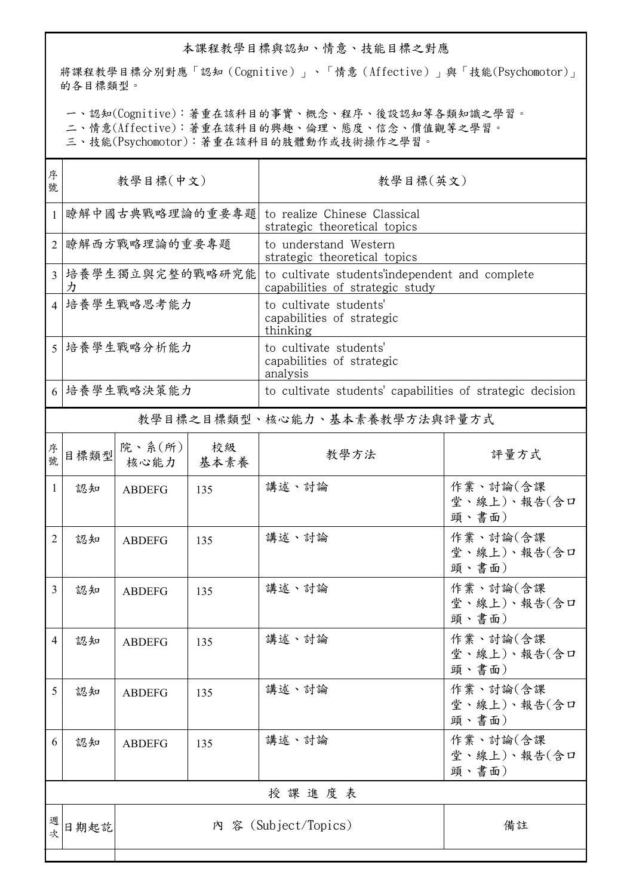本課程教學目標與認知、情意、技能目標之對應

將課程教學目標分別對應「認知（Cognitive）」、「情意（Affective）」與「技能(Psychomotor)」的各目標類型。

一、認知(Cognitive)：著重在該科目的事實、概念、程序、後設認知等各類知識之學習。
二、情意(Affective)：著重在該科目的興趣、倫理、態度、信念、價值觀等之學習。
三、技能(Psychomotor)：著重在該科目的肢體動作或技術操作之學習。

| 序號 | 教學目標(中文) | 教學目標(英文) |
|---|---|---|
| 1 | 瞭解中國古典戰略理論的重要專題 | to realize Chinese Classical strategic theoretical topics |
| 2 | 瞭解西方戰略理論的重要專題 | to understand Western strategic theoretical topics |
| 3 | 培養學生獨立與完整的戰略研究能力 | to cultivate students'independent and complete capabilities of strategic study |
| 4 | 培養學生戰略思考能力 | to cultivate students' capabilities of strategic thinking |
| 5 | 培養學生戰略分析能力 | to cultivate students' capabilities of strategic analysis |
| 6 | 培養學生戰略決策能力 | to cultivate students' capabilities of strategic decision |

教學目標之目標類型、核心能力、基本素養教學方法與評量方式

| 序號 | 目標類型 | 院、系(所)核心能力 | 校級基本素養 | 教學方法 | 評量方式 |
|---|---|---|---|---|---|
| 1 | 認知 | ABDEFG | 135 | 講述、討論 | 作業、討論(含課堂、線上)、報告(含口頭、書面) |
| 2 | 認知 | ABDEFG | 135 | 講述、討論 | 作業、討論(含課堂、線上)、報告(含口頭、書面) |
| 3 | 認知 | ABDEFG | 135 | 講述、討論 | 作業、討論(含課堂、線上)、報告(含口頭、書面) |
| 4 | 認知 | ABDEFG | 135 | 講述、討論 | 作業、討論(含課堂、線上)、報告(含口頭、書面) |
| 5 | 認知 | ABDEFG | 135 | 講述、討論 | 作業、討論(含課堂、線上)、報告(含口頭、書面) |
| 6 | 認知 | ABDEFG | 135 | 講述、討論 | 作業、討論(含課堂、線上)、報告(含口頭、書面) |

授 課 進 度 表

| 週次 | 日期起訖 | 內 容 (Subject/Topics) | 備註 |
|---|---|---|---|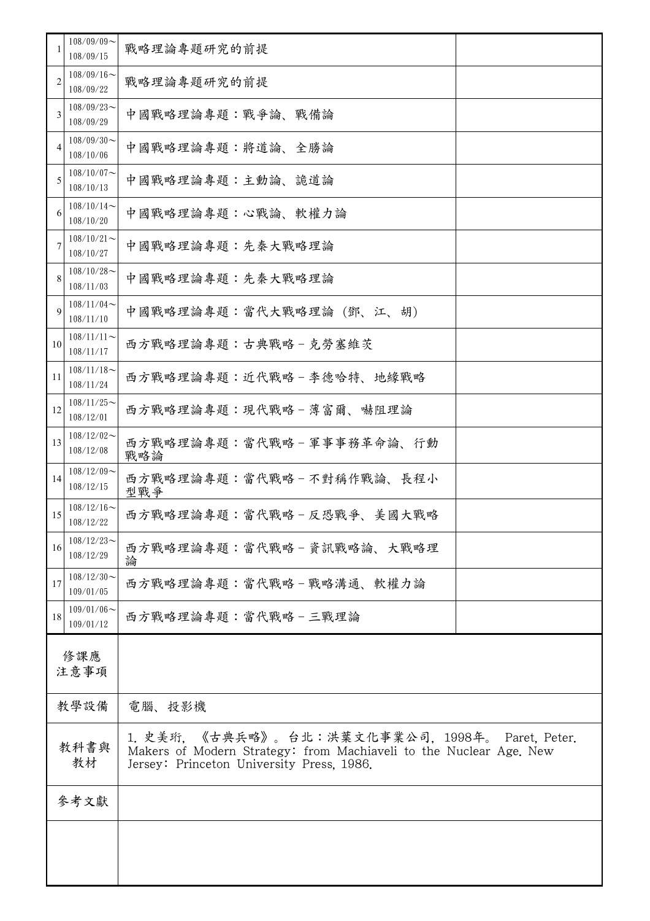| | | | |
|---|---|---|---|
| 1 | 108/09/09～108/09/15 | 戰略理論專題研究的前提 | |
| 2 | 108/09/16～108/09/22 | 戰略理論專題研究的前提 | |
| 3 | 108/09/23～108/09/29 | 中國戰略理論專題：戰爭論、戰備論 | |
| 4 | 108/09/30～108/10/06 | 中國戰略理論專題：將道論、全勝論 | |
| 5 | 108/10/07～108/10/13 | 中國戰略理論專題：主動論、詭道論 | |
| 6 | 108/10/14～108/10/20 | 中國戰略理論專題：心戰論、軟權力論 | |
| 7 | 108/10/21～108/10/27 | 中國戰略理論專題：先秦大戰略理論 | |
| 8 | 108/10/28～108/11/03 | 中國戰略理論專題：先秦大戰略理論 | |
| 9 | 108/11/04～108/11/10 | 中國戰略理論專題：當代大戰略理論（鄧、江、胡） | |
| 10 | 108/11/11～108/11/17 | 西方戰略理論專題：古典戰略－克勞塞維茨 | |
| 11 | 108/11/18～108/11/24 | 西方戰略理論專題：近代戰略－李德哈特、地緣戰略 | |
| 12 | 108/11/25～108/12/01 | 西方戰略理論專題：現代戰略－薄富爾、嚇阻理論 | |
| 13 | 108/12/02～108/12/08 | 西方戰略理論專題：當代戰略－軍事事務革命論、行動戰略論 | |
| 14 | 108/12/09～108/12/15 | 西方戰略理論專題：當代戰略－不對稱作戰論、長程小型戰爭 | |
| 15 | 108/12/16～108/12/22 | 西方戰略理論專題：當代戰略－反恐戰爭、美國大戰略 | |
| 16 | 108/12/23～108/12/29 | 西方戰略理論專題：當代戰略－資訊戰略論、大戰略理論 | |
| 17 | 108/12/30～109/01/05 | 西方戰略理論專題：當代戰略－戰略溝通、軟權力論 | |
| 18 | 109/01/06～109/01/12 | 西方戰略理論專題：當代戰略－三戰理論 | |

| | |
|---|---|
| 修課應注意事項 | |
| 教學設備 | 電腦、投影機 |
| 教科書與教材 | 1. 史美珩, 《古典兵略》。台北：洪葉文化事業公司, 1998年。 Paret, Peter. Makers of Modern Strategy: from Machiaveli to the Nuclear Age. New Jersey: Princeton University Press, 1986. |
| 參考文獻 | |
| | |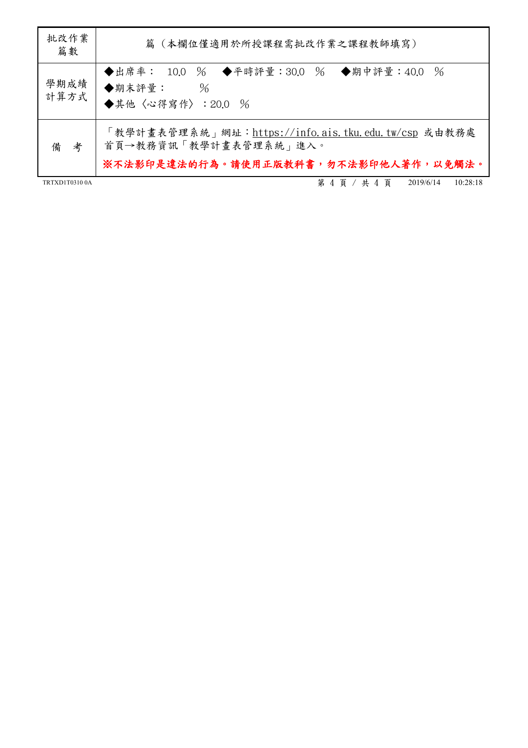| | |
|---|---|
| 批改作業篇數 | 篇（本欄位僅適用於所授課程需批改作業之課程教師填寫） |
| 學期成績計算方式 | ◆出席率： 10.0 ％ ◆平時評量：30.0 ％ ◆期中評量：40.0 ％<br>◆期末評量： ％<br>◆其他〈心得寫作〉：20.0 ％ |
| 備 考 | 「教學計畫表管理系統」網址：https://info.ais.tku.edu.tw/csp 或由教務處首頁→教務資訊「教學計畫表管理系統」進入。<br>**※不法影印是違法的行為。請使用正版教科書，勿不法影印他人著作，以免觸法。** |

TRTXD1T0310 0A 2019/6/14 10:28:18